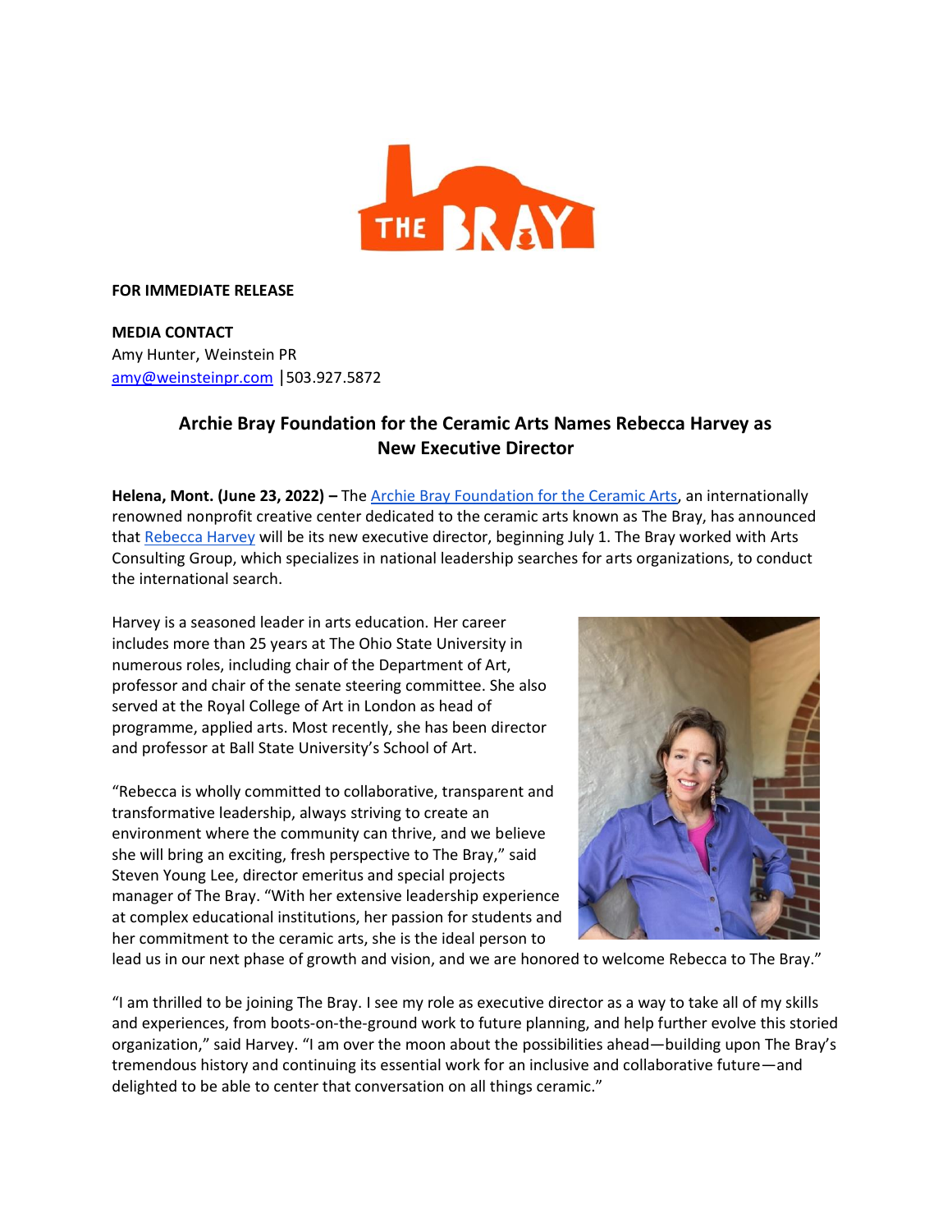**FOR IMMEDIATE RELEASE**

**MEDIA CONTACT**
Amy Hunter, Weinstein PR
amy@weinsteinpr.com |503.927.5872

## Archie Bray Foundation for the Ceramic Arts Names Rebecca Harvey as New Executive Director

**Helena, Mont. (June 23, 2022) –** The Archie Bray Foundation for the Ceramic Arts, an internationally renowned nonprofit creative center dedicated to the ceramic arts known as The Bray, has announced that Rebecca Harvey will be its new executive director, beginning July 1. The Bray worked with Arts Consulting Group, which specializes in national leadership searches for arts organizations, to conduct the international search.

Harvey is a seasoned leader in arts education. Her career includes more than 25 years at The Ohio State University in numerous roles, including chair of the Department of Art, professor and chair of the senate steering committee. She also served at the Royal College of Art in London as head of programme, applied arts. Most recently, she has been director and professor at Ball State University's School of Art.

"Rebecca is wholly committed to collaborative, transparent and transformative leadership, always striving to create an environment where the community can thrive, and we believe she will bring an exciting, fresh perspective to The Bray," said Steven Young Lee, director emeritus and special projects manager of The Bray. "With her extensive leadership experience at complex educational institutions, her passion for students and her commitment to the ceramic arts, she is the ideal person to lead us in our next phase of growth and vision, and we are honored to welcome Rebecca to The Bray."

"I am thrilled to be joining The Bray. I see my role as executive director as a way to take all of my skills and experiences, from boots-on-the-ground work to future planning, and help further evolve this storied organization," said Harvey. "I am over the moon about the possibilities ahead—building upon The Bray's tremendous history and continuing its essential work for an inclusive and collaborative future—and delighted to be able to center that conversation on all things ceramic."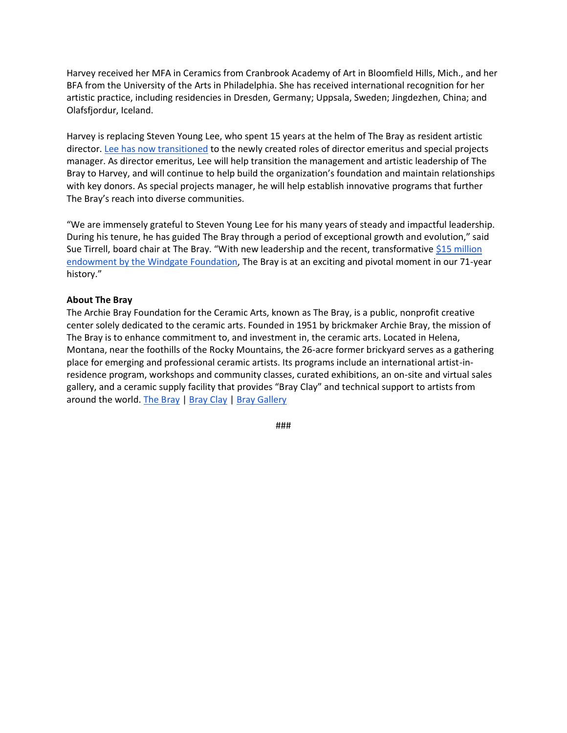Harvey received her MFA in Ceramics from Cranbrook Academy of Art in Bloomfield Hills, Mich., and her BFA from the University of the Arts in Philadelphia. She has received international recognition for her artistic practice, including residencies in Dresden, Germany; Uppsala, Sweden; Jingdezhen, China; and Olafsfjordur, Iceland.

Harvey is replacing Steven Young Lee, who spent 15 years at the helm of The Bray as resident artistic director. Lee has now transitioned to the newly created roles of director emeritus and special projects manager. As director emeritus, Lee will help transition the management and artistic leadership of The Bray to Harvey, and will continue to help build the organization's foundation and maintain relationships with key donors. As special projects manager, he will help establish innovative programs that further The Bray's reach into diverse communities.

"We are immensely grateful to Steven Young Lee for his many years of steady and impactful leadership. During his tenure, he has guided The Bray through a period of exceptional growth and evolution," said Sue Tirrell, board chair at The Bray. "With new leadership and the recent, transformative $15 million endowment by the Windgate Foundation, The Bray is at an exciting and pivotal moment in our 71-year history."

**About The Bray**

The Archie Bray Foundation for the Ceramic Arts, known as The Bray, is a public, nonprofit creative center solely dedicated to the ceramic arts. Founded in 1951 by brickmaker Archie Bray, the mission of The Bray is to enhance commitment to, and investment in, the ceramic arts. Located in Helena, Montana, near the foothills of the Rocky Mountains, the 26-acre former brickyard serves as a gathering place for emerging and professional ceramic artists. Its programs include an international artist-in-residence program, workshops and community classes, curated exhibitions, an on-site and virtual sales gallery, and a ceramic supply facility that provides "Bray Clay" and technical support to artists from around the world. The Bray | Bray Clay | Bray Gallery

###